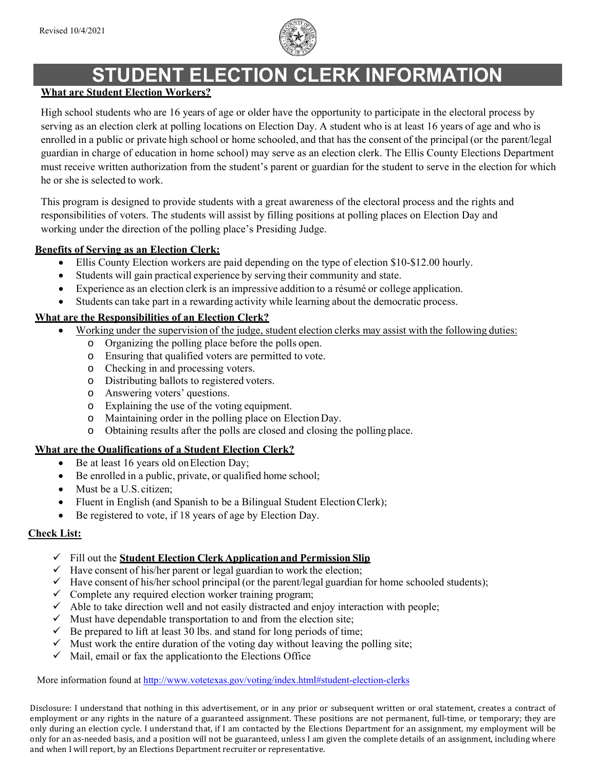Revised 10/4/2021

# STUDENT ELECTION CLERK INFORMATION

## What are Student Election Workers?

High school students who are 16 years of age or older have the opportunity to participate in the electoral process by serving as an election clerk at polling locations on Election Day. A student who is at least 16 years of age and who is enrolled in a public or private high school or home schooled, and that has the consent of the principal (or the parent/legal guardian in charge of education in home school) may serve as an election clerk. The Ellis County Elections Department must receive written authorization from the student's parent or guardian for the student to serve in the election for which he or she is selected to work.

This program is designed to provide students with a great awareness of the electoral process and the rights and responsibilities of voters. The students will assist by filling positions at polling places on Election Day and working under the direction of the polling place's Presiding Judge.

## Benefits of Serving as an Election Clerk:

- Ellis County Election workers are paid depending on the type of election $10-$12.00 hourly.
- Students will gain practical experience by serving their community and state.
- Experience as an election clerk is an impressive addition to a résumé or college application.
- Students can take part in a rewarding activity while learning about the democratic process.

## What are the Responsibilities of an Election Clerk?

- Working under the supervision of the judge, student election clerks may assist with the following duties:
  - Organizing the polling place before the polls open.
  - Ensuring that qualified voters are permitted to vote.
  - Checking in and processing voters.
  - Distributing ballots to registered voters.
  - Answering voters' questions.
  - Explaining the use of the voting equipment.
  - Maintaining order in the polling place on Election Day.
  - Obtaining results after the polls are closed and closing the polling place.

## What are the Qualifications of a Student Election Clerk?

- Be at least 16 years old on Election Day;
- Be enrolled in a public, private, or qualified home school;
- Must be a U.S. citizen;
- Fluent in English (and Spanish to be a Bilingual Student Election Clerk);
- Be registered to vote, if 18 years of age by Election Day.

## Check List:

- ✓ Fill out the **Student Election Clerk Application and Permission Slip**
- ✓ Have consent of his/her parent or legal guardian to work the election;
- ✓ Have consent of his/her school principal (or the parent/legal guardian for home schooled students);
- ✓ Complete any required election worker training program;
- ✓ Able to take direction well and not easily distracted and enjoy interaction with people;
- ✓ Must have dependable transportation to and from the election site;
- ✓ Be prepared to lift at least 30 lbs. and stand for long periods of time;
- ✓ Must work the entire duration of the voting day without leaving the polling site;
- ✓ Mail, email or fax the application to the Elections Office

More information found at http://www.votetexas.gov/voting/index.html#student-election-clerks

Disclosure: I understand that nothing in this advertisement, or in any prior or subsequent written or oral statement, creates a contract of employment or any rights in the nature of a guaranteed assignment. These positions are not permanent, full-time, or temporary; they are only during an election cycle. I understand that, if I am contacted by the Elections Department for an assignment, my employment will be only for an as-needed basis, and a position will not be guaranteed, unless I am given the complete details of an assignment, including where and when I will report, by an Elections Department recruiter or representative.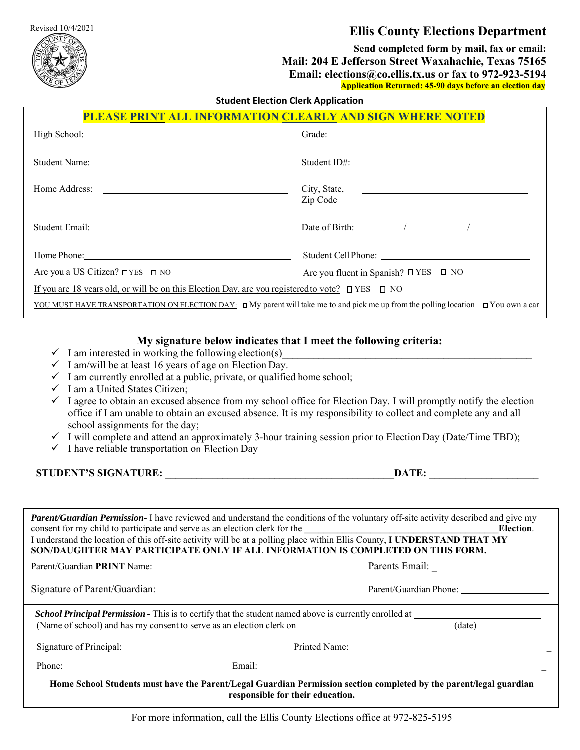Revised 10/4/2021

# Ellis County Elections Department

**Send completed form by mail, fax or email:**
**Mail: 204 E Jefferson Street Waxahachie, Texas 75165**
**Email: elections@co.ellis.tx.us or fax to 972-923-5194**
**Application Returned: 45-90 days before an election day**

## Student Election Clerk Application

**PLEASE PRINT ALL INFORMATION CLEARLY AND SIGN WHERE NOTED**

High School: ______________________ Grade: ______________________

Student Name: ______________________ Student ID#: ______________________

Home Address: ______________________ City, State, Zip Code ______________________

Student Email: ______________________ Date of Birth: ______ / ______ / ______

Home Phone: ______________________ Student Cell Phone: ______________________

Are you a US Citizen? ☐ YES ☐ NO Are you fluent in Spanish? ☐ YES ☐ NO

If you are 18 years old, or will be on this Election Day, are you registered to vote? ☐ YES ☐ NO

YOU MUST HAVE TRANSPORTATION ON ELECTION DAY: ☐ My parent will take me to and pick me up from the polling location ☐ You own a car

### My signature below indicates that I meet the following criteria:

- ✓ I am interested in working the following election(s)______________________
- ✓ I am/will be at least 16 years of age on Election Day.
- ✓ I am currently enrolled at a public, private, or qualified home school;
- ✓ I am a United States Citizen;
- ✓ I agree to obtain an excused absence from my school office for Election Day. I will promptly notify the election office if I am unable to obtain an excused absence. It is my responsibility to collect and complete any and all school assignments for the day;
- ✓ I will complete and attend an approximately 3-hour training session prior to Election Day (Date/Time TBD);
- ✓ I have reliable transportation on Election Day

**STUDENT'S SIGNATURE: ______________________ DATE: ______________________**

***Parent/Guardian Permission-*** I have reviewed and understand the conditions of the voluntary off-site activity described and give my consent for my child to participate and serve as an election clerk for the ______________________ **Election**. I understand the location of this off-site activity will be at a polling place within Ellis County, **I UNDERSTAND THAT MY SON/DAUGHTER MAY PARTICIPATE ONLY IF ALL INFORMATION IS COMPLETED ON THIS FORM.**

Parent/Guardian **PRINT** Name: ______________________ Parents Email: ______________________

Signature of Parent/Guardian: ______________________ Parent/Guardian Phone: ______________________

***School Principal Permission*** - This is to certify that the student named above is currently enrolled at ______________________ (Name of school) and has my consent to serve as an election clerk on ______________________ (date)

Signature of Principal: ______________________ Printed Name: ______________________

Phone: ______________________ Email: ______________________

**Home School Students must have the Parent/Legal Guardian Permission section completed by the parent/legal guardian responsible for their education.**

For more information, call the Ellis County Elections office at 972-825-5195